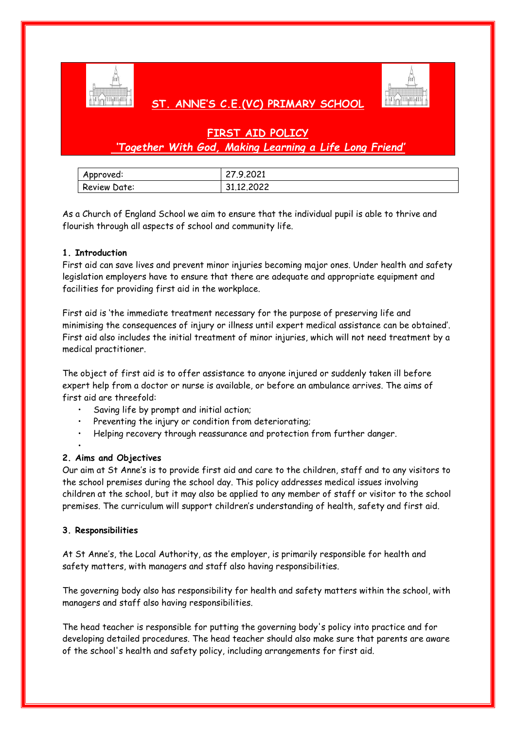# ST. ANNE'S C.E.(VC) PRIMARY SCHOOL

## FIRST AID POLICY

***'Together With God, Making Learning a Life Long Friend'***

| Approved: | 27.9.2021 |
|---|---|
| Review Date: | 31.12.2022 |

As a Church of England School we aim to ensure that the individual pupil is able to thrive and flourish through all aspects of school and community life.

### 1. Introduction

First aid can save lives and prevent minor injuries becoming major ones. Under health and safety legislation employers have to ensure that there are adequate and appropriate equipment and facilities for providing first aid in the workplace.

First aid is 'the immediate treatment necessary for the purpose of preserving life and minimising the consequences of injury or illness until expert medical assistance can be obtained'. First aid also includes the initial treatment of minor injuries, which will not need treatment by a medical practitioner.

The object of first aid is to offer assistance to anyone injured or suddenly taken ill before expert help from a doctor or nurse is available, or before an ambulance arrives. The aims of first aid are threefold:

- Saving life by prompt and initial action;
- Preventing the injury or condition from deteriorating;
- Helping recovery through reassurance and protection from further danger.

### 2. Aims and Objectives

Our aim at St Anne's is to provide first aid and care to the children, staff and to any visitors to the school premises during the school day. This policy addresses medical issues involving children at the school, but it may also be applied to any member of staff or visitor to the school premises. The curriculum will support children's understanding of health, safety and first aid.

### 3. Responsibilities

At St Anne's, the Local Authority, as the employer, is primarily responsible for health and safety matters, with managers and staff also having responsibilities.

The governing body also has responsibility for health and safety matters within the school, with managers and staff also having responsibilities.

The head teacher is responsible for putting the governing body's policy into practice and for developing detailed procedures. The head teacher should also make sure that parents are aware of the school's health and safety policy, including arrangements for first aid.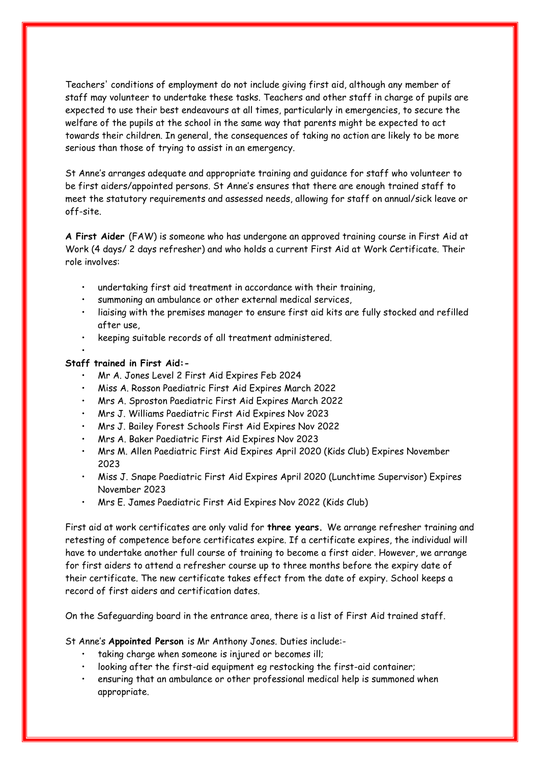Teachers' conditions of employment do not include giving first aid, although any member of staff may volunteer to undertake these tasks. Teachers and other staff in charge of pupils are expected to use their best endeavours at all times, particularly in emergencies, to secure the welfare of the pupils at the school in the same way that parents might be expected to act towards their children. In general, the consequences of taking no action are likely to be more serious than those of trying to assist in an emergency.

St Anne's arranges adequate and appropriate training and guidance for staff who volunteer to be first aiders/appointed persons. St Anne's ensures that there are enough trained staff to meet the statutory requirements and assessed needs, allowing for staff on annual/sick leave or off-site.

**A First Aider** (FAW) is someone who has undergone an approved training course in First Aid at Work (4 days/ 2 days refresher) and who holds a current First Aid at Work Certificate. Their role involves:

- undertaking first aid treatment in accordance with their training,
- summoning an ambulance or other external medical services,
- liaising with the premises manager to ensure first aid kits are fully stocked and refilled after use,
- keeping suitable records of all treatment administered.

**Staff trained in First Aid:-**

- Mr A. Jones Level 2 First Aid Expires Feb 2024
- Miss A. Rosson Paediatric First Aid Expires March 2022
- Mrs A. Sproston Paediatric First Aid Expires March 2022
- Mrs J. Williams Paediatric First Aid Expires Nov 2023
- Mrs J. Bailey Forest Schools First Aid Expires Nov 2022
- Mrs A. Baker Paediatric First Aid Expires Nov 2023
- Mrs M. Allen Paediatric First Aid Expires April 2020 (Kids Club) Expires November 2023
- Miss J. Snape Paediatric First Aid Expires April 2020 (Lunchtime Supervisor) Expires November 2023
- Mrs E. James Paediatric First Aid Expires Nov 2022 (Kids Club)

First aid at work certificates are only valid for **three years.** We arrange refresher training and retesting of competence before certificates expire. If a certificate expires, the individual will have to undertake another full course of training to become a first aider. However, we arrange for first aiders to attend a refresher course up to three months before the expiry date of their certificate. The new certificate takes effect from the date of expiry. School keeps a record of first aiders and certification dates.

On the Safeguarding board in the entrance area, there is a list of First Aid trained staff.

St Anne's **Appointed Person** is Mr Anthony Jones. Duties include:-

- taking charge when someone is injured or becomes ill;
- looking after the first-aid equipment eg restocking the first-aid container;
- ensuring that an ambulance or other professional medical help is summoned when appropriate.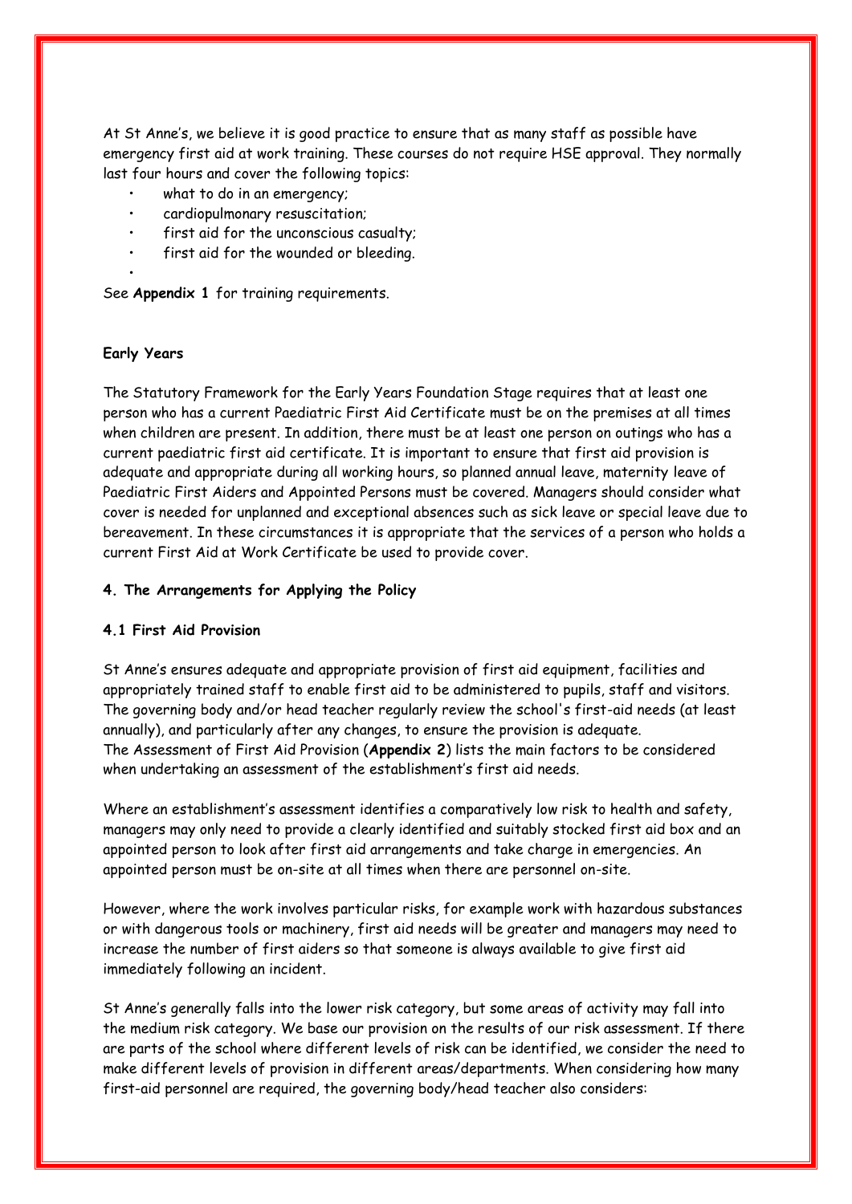At St Anne's, we believe it is good practice to ensure that as many staff as possible have emergency first aid at work training. These courses do not require HSE approval. They normally last four hours and cover the following topics:

- what to do in an emergency;
- cardiopulmonary resuscitation;
- first aid for the unconscious casualty;
- first aid for the wounded or bleeding.

See **Appendix 1** for training requirements.

**Early Years**

The Statutory Framework for the Early Years Foundation Stage requires that at least one person who has a current Paediatric First Aid Certificate must be on the premises at all times when children are present. In addition, there must be at least one person on outings who has a current paediatric first aid certificate. It is important to ensure that first aid provision is adequate and appropriate during all working hours, so planned annual leave, maternity leave of Paediatric First Aiders and Appointed Persons must be covered. Managers should consider what cover is needed for unplanned and exceptional absences such as sick leave or special leave due to bereavement. In these circumstances it is appropriate that the services of a person who holds a current First Aid at Work Certificate be used to provide cover.

**4. The Arrangements for Applying the Policy**

**4.1 First Aid Provision**

St Anne's ensures adequate and appropriate provision of first aid equipment, facilities and appropriately trained staff to enable first aid to be administered to pupils, staff and visitors. The governing body and/or head teacher regularly review the school's first-aid needs (at least annually), and particularly after any changes, to ensure the provision is adequate.
The Assessment of First Aid Provision (**Appendix 2**) lists the main factors to be considered when undertaking an assessment of the establishment's first aid needs.

Where an establishment's assessment identifies a comparatively low risk to health and safety, managers may only need to provide a clearly identified and suitably stocked first aid box and an appointed person to look after first aid arrangements and take charge in emergencies. An appointed person must be on-site at all times when there are personnel on-site.

However, where the work involves particular risks, for example work with hazardous substances or with dangerous tools or machinery, first aid needs will be greater and managers may need to increase the number of first aiders so that someone is always available to give first aid immediately following an incident.

St Anne's generally falls into the lower risk category, but some areas of activity may fall into the medium risk category. We base our provision on the results of our risk assessment. If there are parts of the school where different levels of risk can be identified, we consider the need to make different levels of provision in different areas/departments. When considering how many first-aid personnel are required, the governing body/head teacher also considers: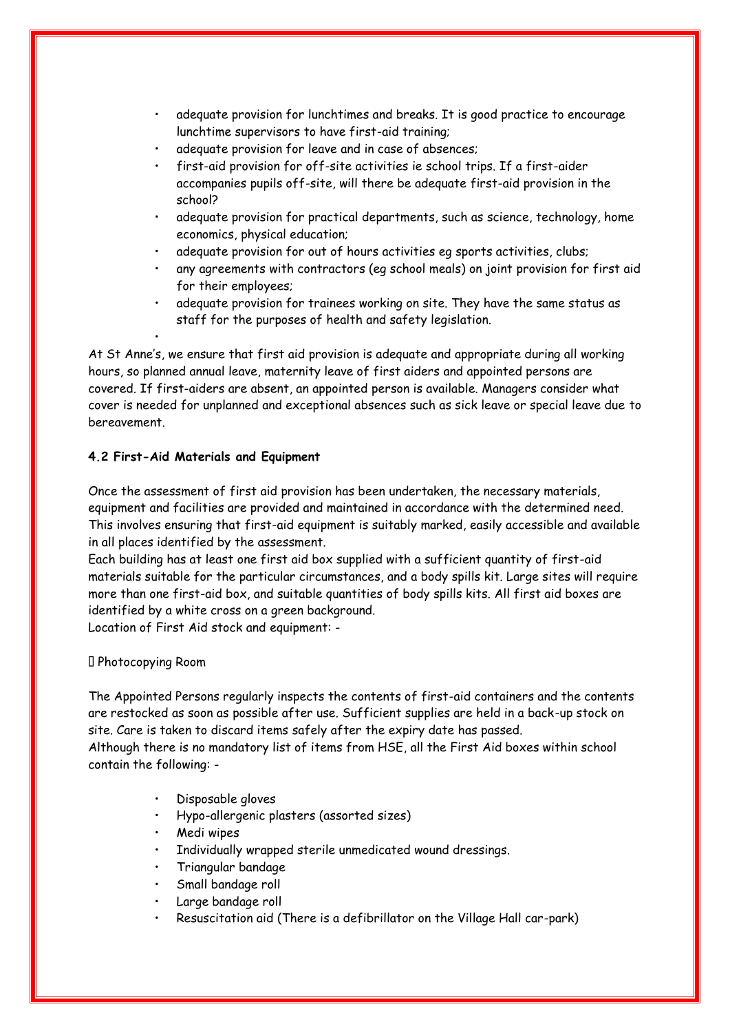- adequate provision for lunchtimes and breaks. It is good practice to encourage lunchtime supervisors to have first-aid training;
- adequate provision for leave and in case of absences;
- first-aid provision for off-site activities ie school trips. If a first-aider accompanies pupils off-site, will there be adequate first-aid provision in the school?
- adequate provision for practical departments, such as science, technology, home economics, physical education;
- adequate provision for out of hours activities eg sports activities, clubs;
- any agreements with contractors (eg school meals) on joint provision for first aid for their employees;
- adequate provision for trainees working on site. They have the same status as staff for the purposes of health and safety legislation.

At St Anne's, we ensure that first aid provision is adequate and appropriate during all working hours, so planned annual leave, maternity leave of first aiders and appointed persons are covered. If first-aiders are absent, an appointed person is available. Managers consider what cover is needed for unplanned and exceptional absences such as sick leave or special leave due to bereavement.

**4.2 First-Aid Materials and Equipment**

Once the assessment of first aid provision has been undertaken, the necessary materials, equipment and facilities are provided and maintained in accordance with the determined need. This involves ensuring that first-aid equipment is suitably marked, easily accessible and available in all places identified by the assessment.
Each building has at least one first aid box supplied with a sufficient quantity of first-aid materials suitable for the particular circumstances, and a body spills kit. Large sites will require more than one first-aid box, and suitable quantities of body spills kits. All first aid boxes are identified by a white cross on a green background.
Location of First Aid stock and equipment: -

- Photocopying Room

The Appointed Persons regularly inspects the contents of first-aid containers and the contents are restocked as soon as possible after use. Sufficient supplies are held in a back-up stock on site. Care is taken to discard items safely after the expiry date has passed.
Although there is no mandatory list of items from HSE, all the First Aid boxes within school contain the following: -

- Disposable gloves
- Hypo-allergenic plasters (assorted sizes)
- Medi wipes
- Individually wrapped sterile unmedicated wound dressings.
- Triangular bandage
- Small bandage roll
- Large bandage roll
- Resuscitation aid (There is a defibrillator on the Village Hall car-park)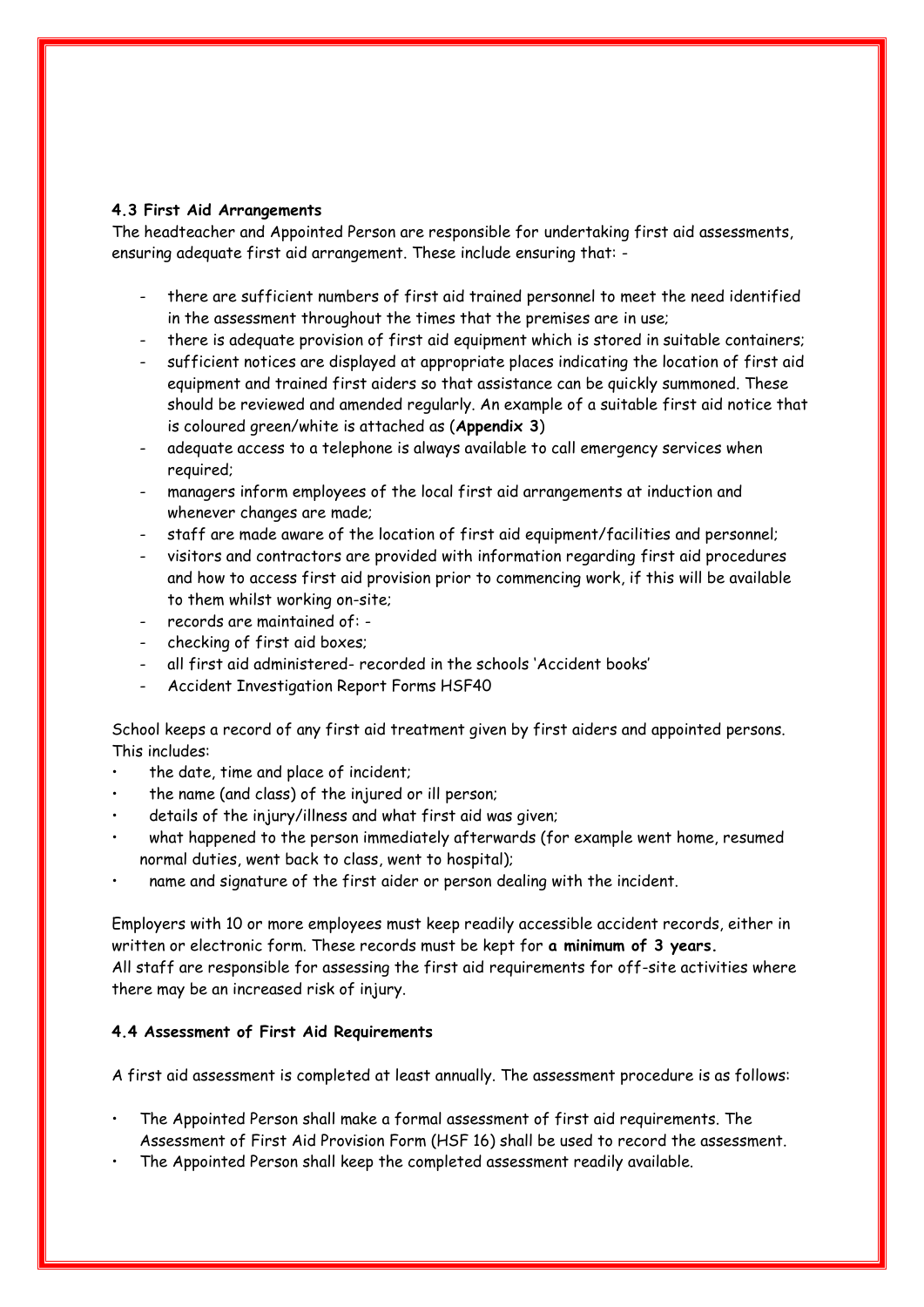#### 4.3 First Aid Arrangements

The headteacher and Appointed Person are responsible for undertaking first aid assessments, ensuring adequate first aid arrangement. These include ensuring that: -

- there are sufficient numbers of first aid trained personnel to meet the need identified in the assessment throughout the times that the premises are in use;
- there is adequate provision of first aid equipment which is stored in suitable containers;
- sufficient notices are displayed at appropriate places indicating the location of first aid equipment and trained first aiders so that assistance can be quickly summoned. These should be reviewed and amended regularly. An example of a suitable first aid notice that is coloured green/white is attached as (**Appendix 3**)
- adequate access to a telephone is always available to call emergency services when required;
- managers inform employees of the local first aid arrangements at induction and whenever changes are made;
- staff are made aware of the location of first aid equipment/facilities and personnel;
- visitors and contractors are provided with information regarding first aid procedures and how to access first aid provision prior to commencing work, if this will be available to them whilst working on-site;
- records are maintained of: -
- checking of first aid boxes;
- all first aid administered- recorded in the schools 'Accident books'
- Accident Investigation Report Forms HSF40

School keeps a record of any first aid treatment given by first aiders and appointed persons. This includes:

- the date, time and place of incident;
- the name (and class) of the injured or ill person;
- details of the injury/illness and what first aid was given;
- what happened to the person immediately afterwards (for example went home, resumed normal duties, went back to class, went to hospital);
- name and signature of the first aider or person dealing with the incident.

Employers with 10 or more employees must keep readily accessible accident records, either in written or electronic form. These records must be kept for **a minimum of 3 years.**
All staff are responsible for assessing the first aid requirements for off-site activities where there may be an increased risk of injury.

#### 4.4 Assessment of First Aid Requirements

A first aid assessment is completed at least annually. The assessment procedure is as follows:

- The Appointed Person shall make a formal assessment of first aid requirements. The Assessment of First Aid Provision Form (HSF 16) shall be used to record the assessment.
- The Appointed Person shall keep the completed assessment readily available.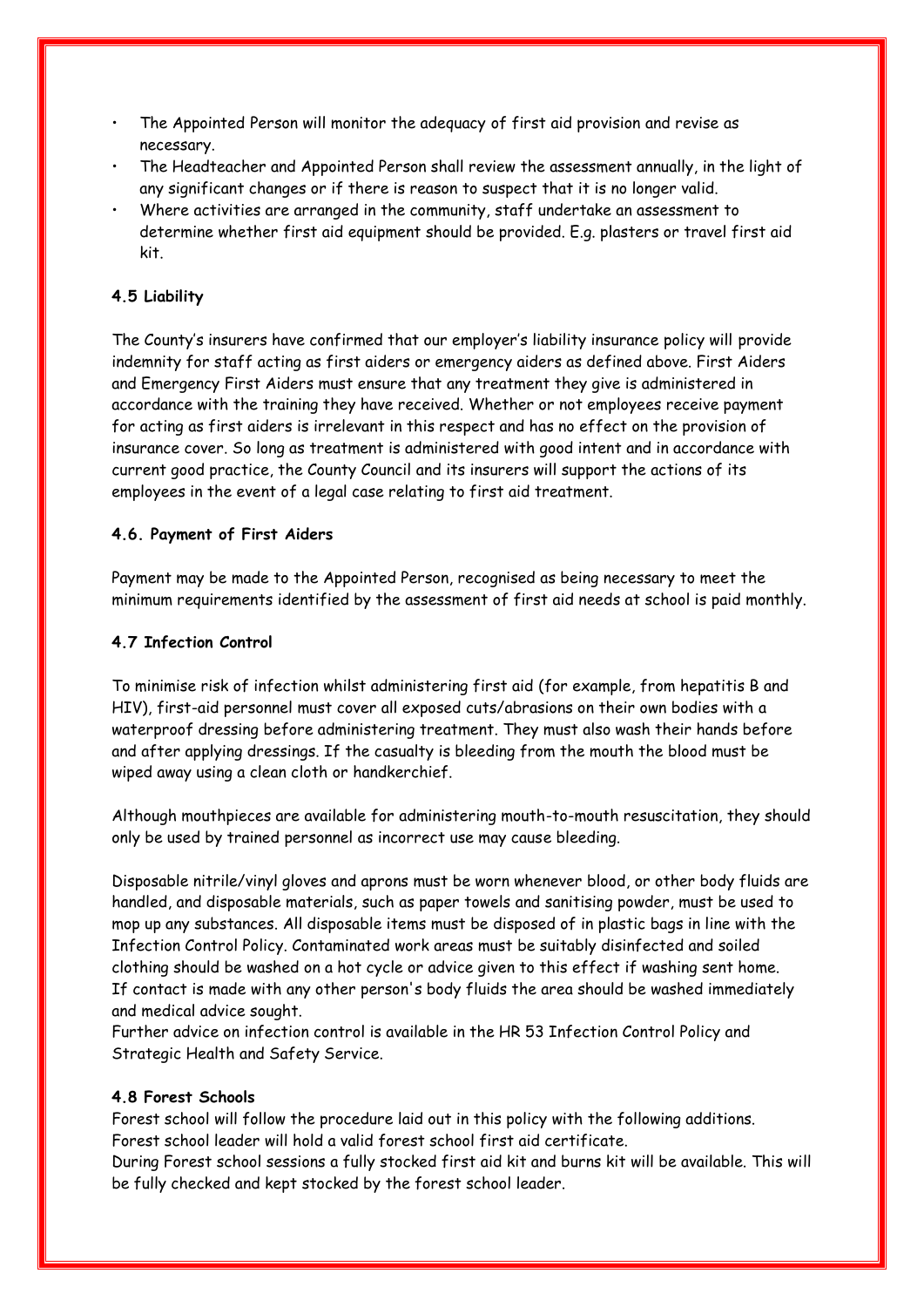- The Appointed Person will monitor the adequacy of first aid provision and revise as necessary.
- The Headteacher and Appointed Person shall review the assessment annually, in the light of any significant changes or if there is reason to suspect that it is no longer valid.
- Where activities are arranged in the community, staff undertake an assessment to determine whether first aid equipment should be provided. E.g. plasters or travel first aid kit.

### 4.5 Liability

The County's insurers have confirmed that our employer's liability insurance policy will provide indemnity for staff acting as first aiders or emergency aiders as defined above. First Aiders and Emergency First Aiders must ensure that any treatment they give is administered in accordance with the training they have received. Whether or not employees receive payment for acting as first aiders is irrelevant in this respect and has no effect on the provision of insurance cover. So long as treatment is administered with good intent and in accordance with current good practice, the County Council and its insurers will support the actions of its employees in the event of a legal case relating to first aid treatment.

### 4.6. Payment of First Aiders

Payment may be made to the Appointed Person, recognised as being necessary to meet the minimum requirements identified by the assessment of first aid needs at school is paid monthly.

### 4.7 Infection Control

To minimise risk of infection whilst administering first aid (for example, from hepatitis B and HIV), first-aid personnel must cover all exposed cuts/abrasions on their own bodies with a waterproof dressing before administering treatment. They must also wash their hands before and after applying dressings. If the casualty is bleeding from the mouth the blood must be wiped away using a clean cloth or handkerchief.

Although mouthpieces are available for administering mouth-to-mouth resuscitation, they should only be used by trained personnel as incorrect use may cause bleeding.

Disposable nitrile/vinyl gloves and aprons must be worn whenever blood, or other body fluids are handled, and disposable materials, such as paper towels and sanitising powder, must be used to mop up any substances. All disposable items must be disposed of in plastic bags in line with the Infection Control Policy. Contaminated work areas must be suitably disinfected and soiled clothing should be washed on a hot cycle or advice given to this effect if washing sent home. If contact is made with any other person's body fluids the area should be washed immediately and medical advice sought.
Further advice on infection control is available in the HR 53 Infection Control Policy and Strategic Health and Safety Service.

### 4.8 Forest Schools

Forest school will follow the procedure laid out in this policy with the following additions.
Forest school leader will hold a valid forest school first aid certificate.
During Forest school sessions a fully stocked first aid kit and burns kit will be available. This will be fully checked and kept stocked by the forest school leader.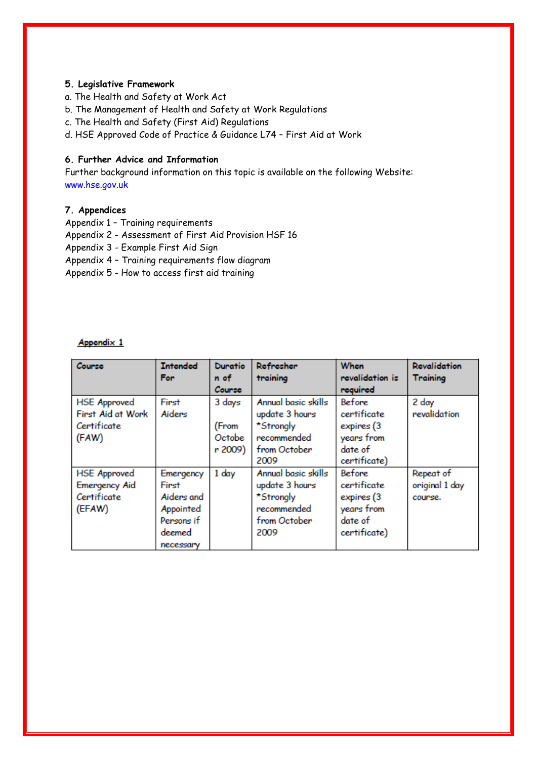## 5. Legislative Framework

a. The Health and Safety at Work Act
b. The Management of Health and Safety at Work Regulations
c. The Health and Safety (First Aid) Regulations
d. HSE Approved Code of Practice & Guidance L74 – First Aid at Work

## 6. Further Advice and Information

Further background information on this topic is available on the following Website:
www.hse.gov.uk

## 7. Appendices

Appendix 1 – Training requirements
Appendix 2 - Assessment of First Aid Provision HSF 16
Appendix 3 - Example First Aid Sign
Appendix 4 – Training requirements flow diagram
Appendix 5 - How to access first aid training

### Appendix 1

| Course | Intended For | Duration of Course | Refresher training | When revalidation is required | Revalidation Training |
|---|---|---|---|---|---|
| HSE Approved First Aid at Work Certificate (FAW) | First Aiders | 3 days (From October 2009) | Annual basic skills update 3 hours *Strongly recommended from October 2009 | Before certificate expires (3 years from date of certificate) | 2 day revalidation |
| HSE Approved Emergency Aid Certificate (EFAW) | Emergency First Aiders and Appointed Persons if deemed necessary | 1 day | Annual basic skills update 3 hours *Strongly recommended from October 2009 | Before certificate expires (3 years from date of certificate) | Repeat of original 1 day course. |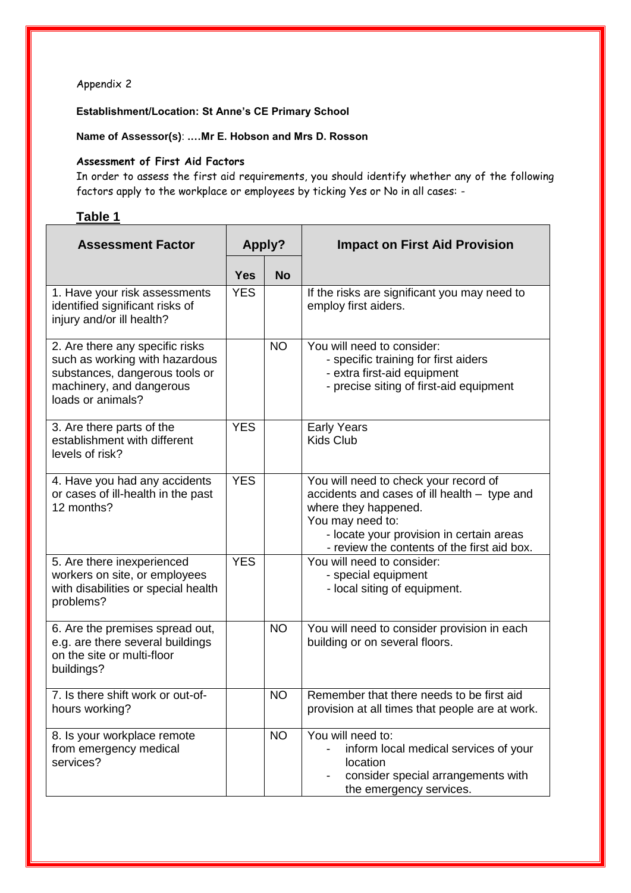Appendix 2

**Establishment/Location: St Anne's CE Primary School**

**Name of Assessor(s)**: **….Mr E. Hobson and Mrs D. Rosson**

**Assessment of First Aid Factors**

In order to assess the first aid requirements, you should identify whether any of the following factors apply to the workplace or employees by ticking Yes or No in all cases: -

**Table 1**

| Assessment Factor | Apply? | | Impact on First Aid Provision |
|---|---|---|---|
| | Yes | No | |
| 1. Have your risk assessments identified significant risks of injury and/or ill health? | YES | | If the risks are significant you may need to employ first aiders. |
| 2. Are there any specific risks such as working with hazardous substances, dangerous tools or machinery, and dangerous loads or animals? | | NO | You will need to consider:<br>- specific training for first aiders<br>- extra first-aid equipment<br>- precise siting of first-aid equipment |
| 3. Are there parts of the establishment with different levels of risk? | YES | | Early Years<br>Kids Club |
| 4. Have you had any accidents or cases of ill-health in the past 12 months? | YES | | You will need to check your record of accidents and cases of ill health – type and where they happened.<br>You may need to:<br>- locate your provision in certain areas<br>- review the contents of the first aid box. |
| 5. Are there inexperienced workers on site, or employees with disabilities or special health problems? | YES | | You will need to consider:<br>- special equipment<br>- local siting of equipment. |
| 6. Are the premises spread out, e.g. are there several buildings on the site or multi-floor buildings? | | NO | You will need to consider provision in each building or on several floors. |
| 7. Is there shift work or out-of-hours working? | | NO | Remember that there needs to be first aid provision at all times that people are at work. |
| 8. Is your workplace remote from emergency medical services? | | NO | You will need to:<br>- inform local medical services of your location<br>- consider special arrangements with the emergency services. |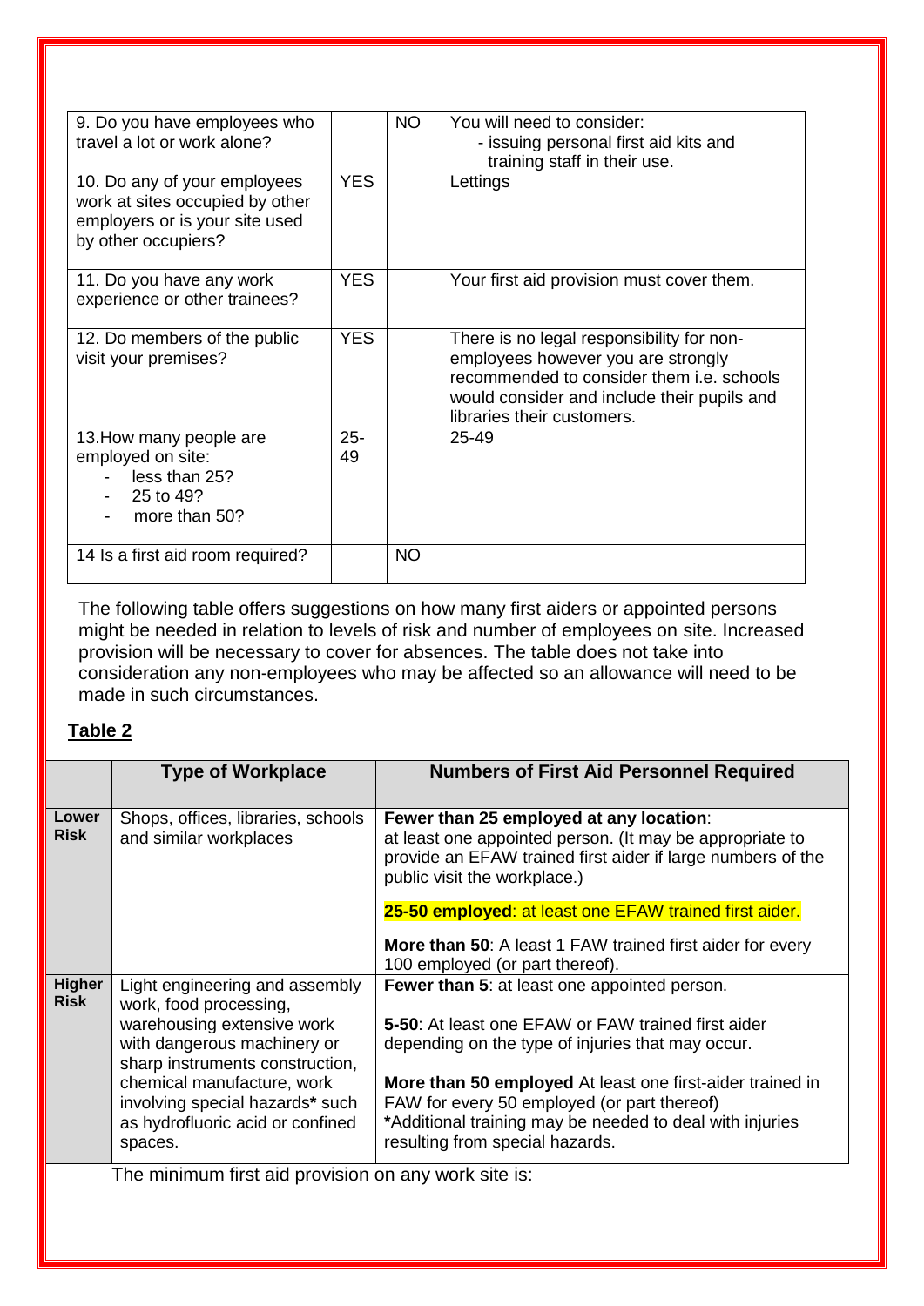| | | | |
|---|---|---|---|
| 9. Do you have employees who travel a lot or work alone? | | NO | You will need to consider:<br>- issuing personal first aid kits and training staff in their use. |
| 10. Do any of your employees work at sites occupied by other employers or is your site used by other occupiers? | YES | | Lettings |
| 11. Do you have any work experience or other trainees? | YES | | Your first aid provision must cover them. |
| 12. Do members of the public visit your premises? | YES | | There is no legal responsibility for non-employees however you are strongly recommended to consider them i.e. schools would consider and include their pupils and libraries their customers. |
| 13.How many people are employed on site:<br>- less than 25?<br>- 25 to 49?<br>- more than 50? | 25-49 | | 25-49 |
| 14 Is a first aid room required? | | NO | |

The following table offers suggestions on how many first aiders or appointed persons might be needed in relation to levels of risk and number of employees on site. Increased provision will be necessary to cover for absences. The table does not take into consideration any non-employees who may be affected so an allowance will need to be made in such circumstances.

**Table 2**

| | Type of Workplace | Numbers of First Aid Personnel Required |
|---|---|---|
| **Lower Risk** | Shops, offices, libraries, schools and similar workplaces | **Fewer than 25 employed at any location**: at least one appointed person. (It may be appropriate to provide an EFAW trained first aider if large numbers of the public visit the workplace.)<br><br>**25-50 employed**: at least one EFAW trained first aider.<br><br>**More than 50**: A least 1 FAW trained first aider for every 100 employed (or part thereof). |
| **Higher Risk** | Light engineering and assembly work, food processing, warehousing extensive work with dangerous machinery or sharp instruments construction, chemical manufacture, work involving special hazards* such as hydrofluoric acid or confined spaces. | **Fewer than 5**: at least one appointed person.<br><br>**5-50**: At least one EFAW or FAW trained first aider depending on the type of injuries that may occur.<br><br>**More than 50 employed** At least one first-aider trained in FAW for every 50 employed (or part thereof)<br>***Additional training may be needed to deal with injuries resulting from special hazards.** |

The minimum first aid provision on any work site is: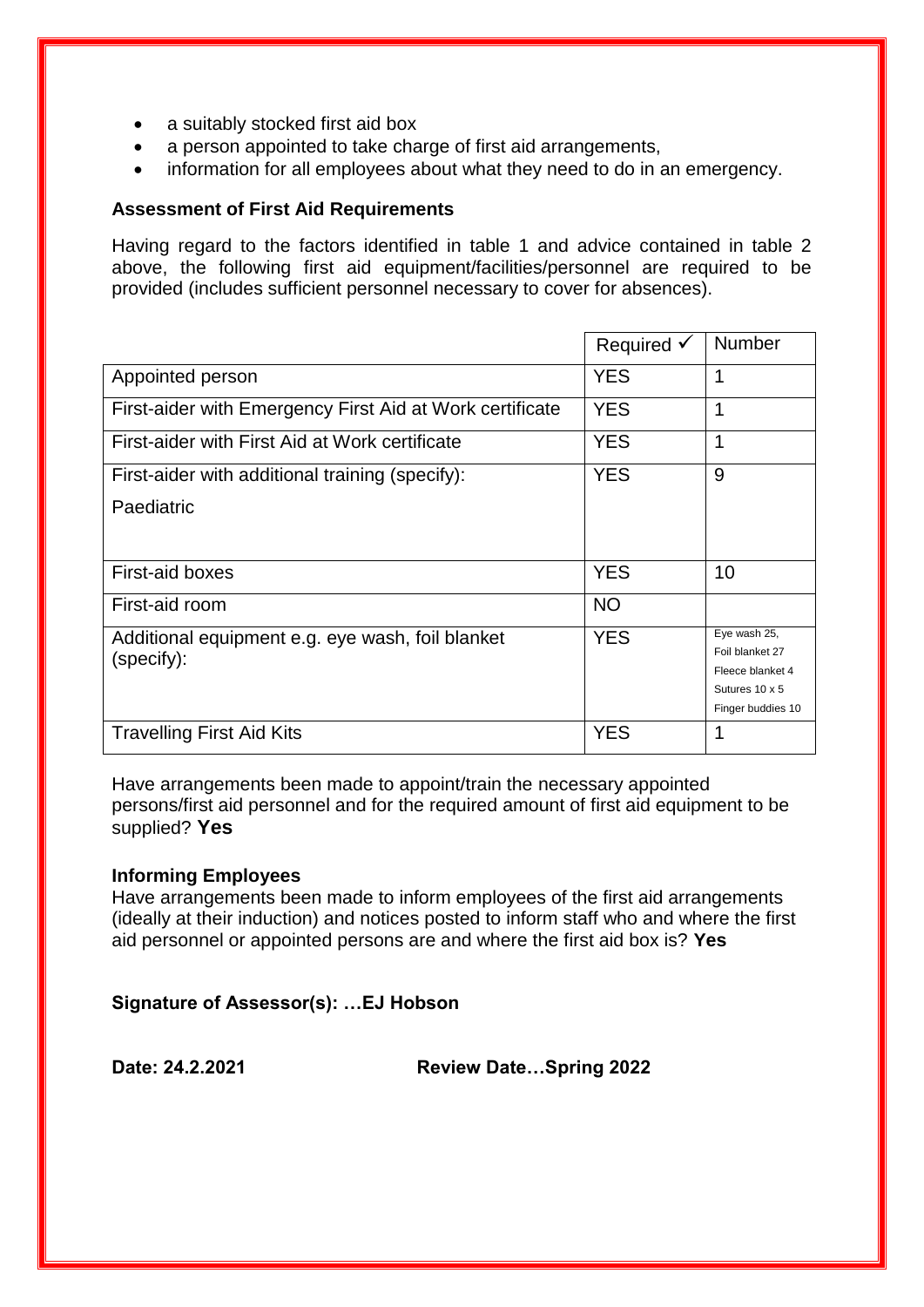- a suitably stocked first aid box
- a person appointed to take charge of first aid arrangements,
- information for all employees about what they need to do in an emergency.

**Assessment of First Aid Requirements**

Having regard to the factors identified in table 1 and advice contained in table 2 above, the following first aid equipment/facilities/personnel are required to be provided (includes sufficient personnel necessary to cover for absences).

| | Required ✓ | Number |
|---|---|---|
| Appointed person | YES | 1 |
| First-aider with Emergency First Aid at Work certificate | YES | 1 |
| First-aider with First Aid at Work certificate | YES | 1 |
| First-aider with additional training (specify): Paediatric | YES | 9 |
| First-aid boxes | YES | 10 |
| First-aid room | NO | |
| Additional equipment e.g. eye wash, foil blanket (specify): | YES | Eye wash 25, Foil blanket 27, Fleece blanket 4, Sutures 10 x 5, Finger buddies 10 |
| Travelling First Aid Kits | YES | 1 |

Have arrangements been made to appoint/train the necessary appointed persons/first aid personnel and for the required amount of first aid equipment to be supplied? **Yes**

**Informing Employees**

Have arrangements been made to inform employees of the first aid arrangements (ideally at their induction) and notices posted to inform staff who and where the first aid personnel or appointed persons are and where the first aid box is? **Yes**

**Signature of Assessor(s): …EJ Hobson**

**Date: 24.2.2021** **Review Date…Spring 2022**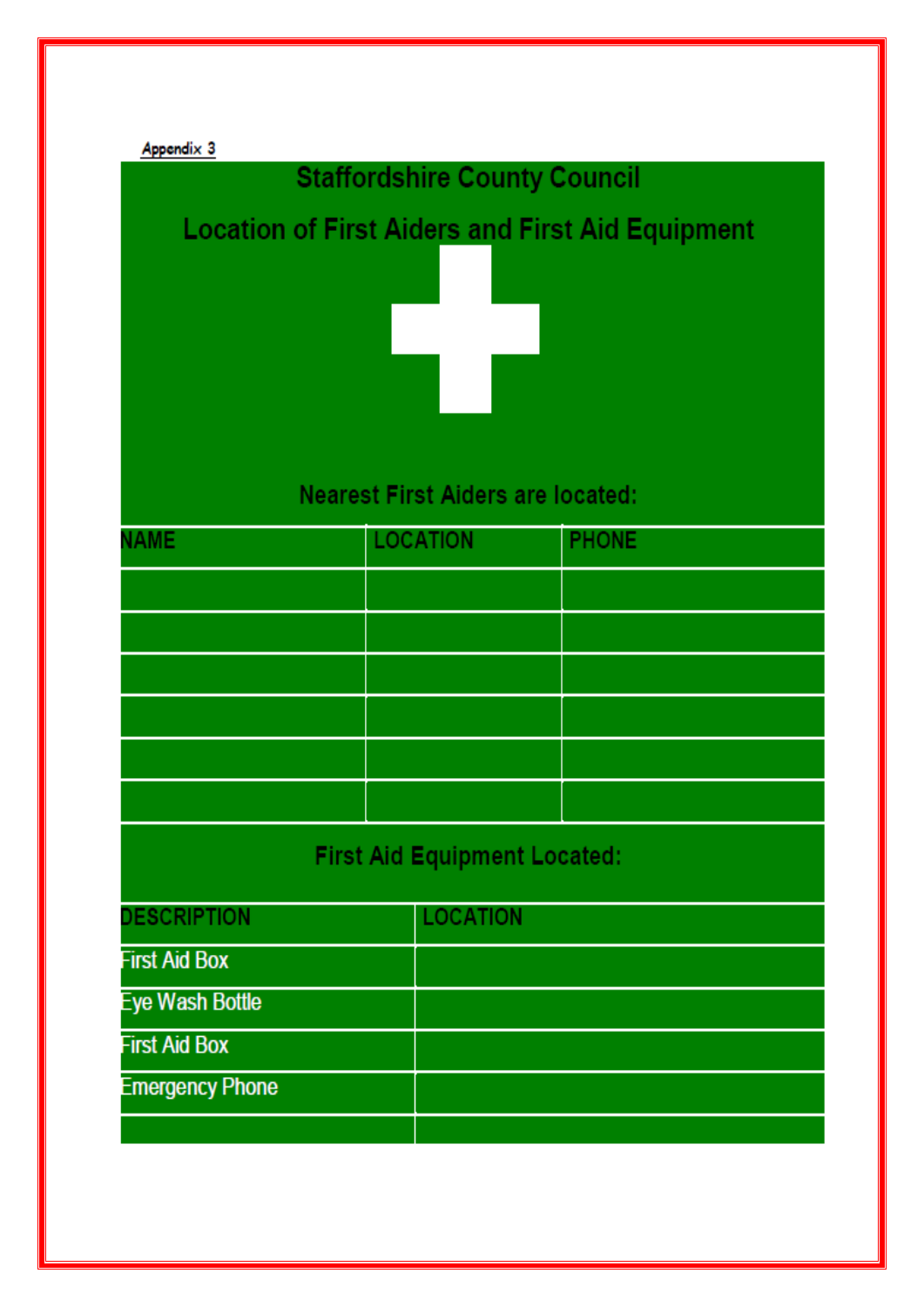Appendix 3

# Staffordshire County Council

## Location of First Aiders and First Aid Equipment

### Nearest First Aiders are located:

| NAME | LOCATION | PHONE |
|---|---|---|
| | | |
| | | |
| | | |
| | | |
| | | |
| | | |

### First Aid Equipment Located:

| DESCRIPTION | LOCATION |
|---|---|
| First Aid Box | |
| Eye Wash Bottle | |
| First Aid Box | |
| Emergency Phone | |
| | |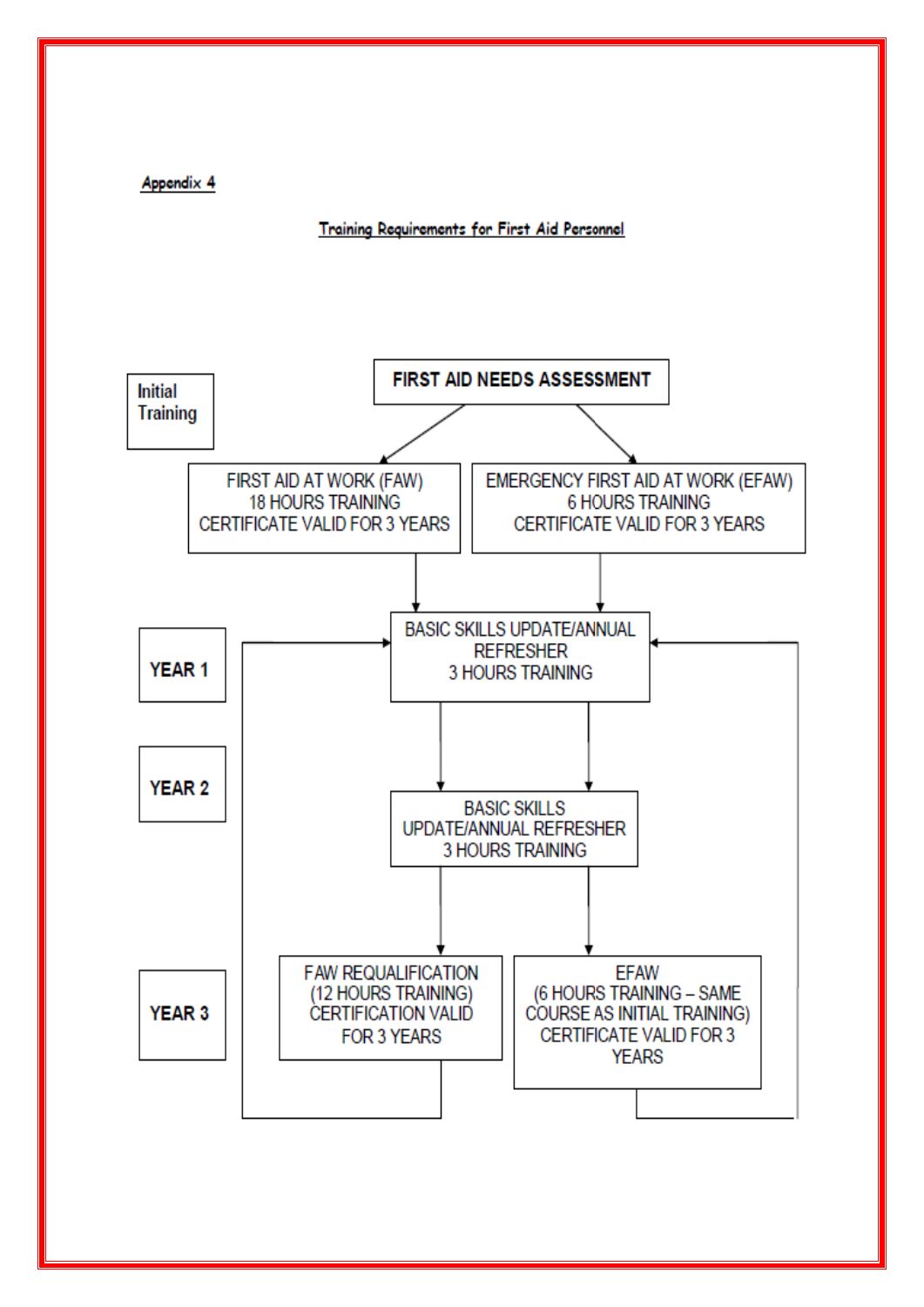Appendix 4

## Training Requirements for First Aid Personnel

**Initial Training**

**FIRST AID NEEDS ASSESSMENT**

- FIRST AID AT WORK (FAW)
  18 HOURS TRAINING
  CERTIFICATE VALID FOR 3 YEARS
- EMERGENCY FIRST AID AT WORK (EFAW)
  6 HOURS TRAINING
  CERTIFICATE VALID FOR 3 YEARS

**YEAR 1**

BASIC SKILLS UPDATE/ANNUAL REFRESHER
3 HOURS TRAINING

**YEAR 2**

BASIC SKILLS UPDATE/ANNUAL REFRESHER
3 HOURS TRAINING

**YEAR 3**

- FAW REQUALIFICATION
  (12 HOURS TRAINING)
  CERTIFICATION VALID FOR 3 YEARS
- EFAW
  (6 HOURS TRAINING – SAME COURSE AS INITIAL TRAINING)
  CERTIFICATE VALID FOR 3 YEARS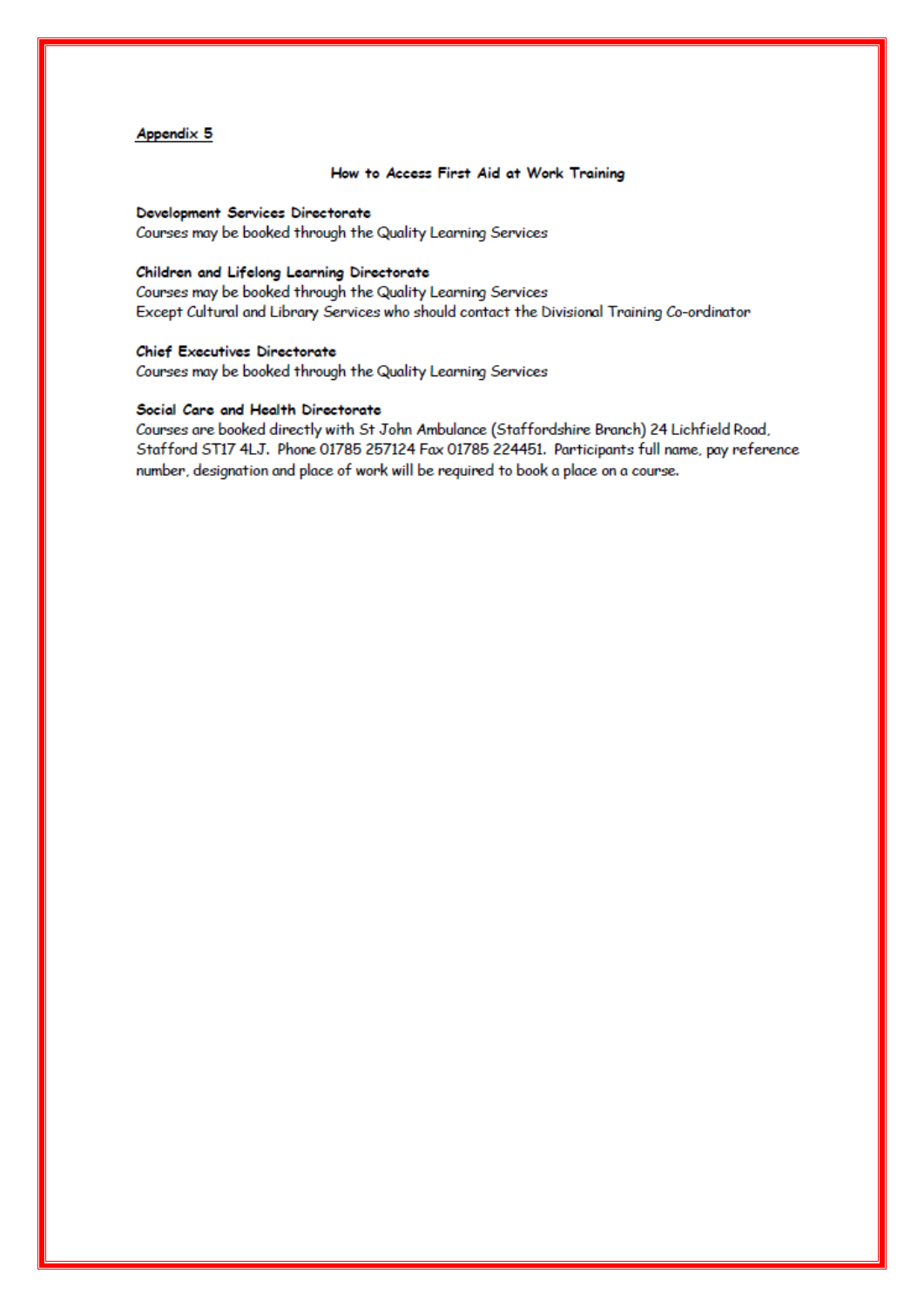<u>Appendix 5</u>

## How to Access First Aid at Work Training

**Development Services Directorate**
Courses may be booked through the Quality Learning Services

**Children and Lifelong Learning Directorate**
Courses may be booked through the Quality Learning Services
Except Cultural and Library Services who should contact the Divisional Training Co-ordinator

**Chief Executives Directorate**
Courses may be booked through the Quality Learning Services

**Social Care and Health Directorate**
Courses are booked directly with St John Ambulance (Staffordshire Branch) 24 Lichfield Road, Stafford ST17 4LJ. Phone 01785 257124 Fax 01785 224451. Participants full name, pay reference number, designation and place of work will be required to book a place on a course.